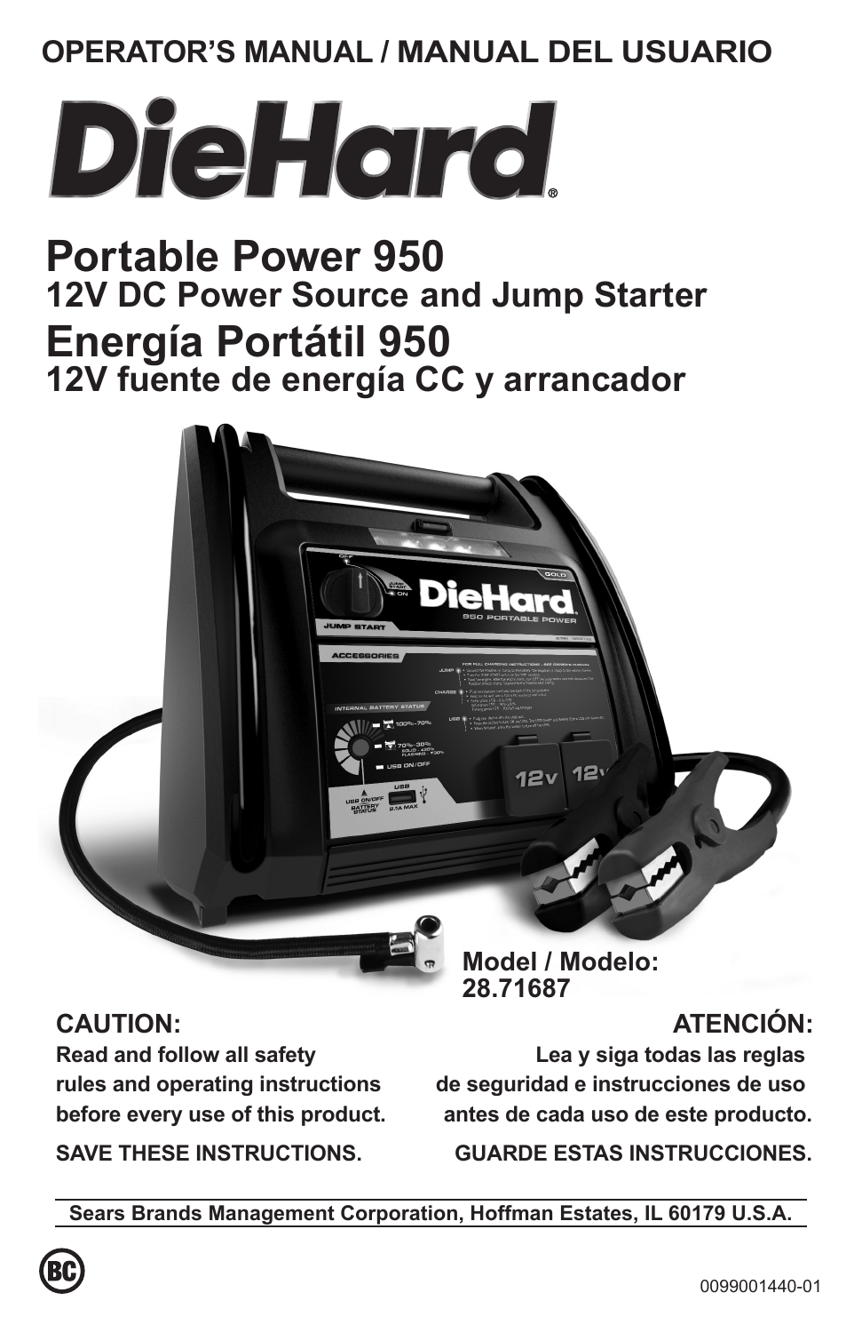**OPERATOR'S MANUAL / MANUAL DEL USUARIO**

# DieHard®

# Portable Power 950

## 12V DC Power Source and Jump Starter

# Energía Portátil 950

## 12V fuente de energía CC y arrancador

**Model / Modelo: 28.71687**

**CAUTION:**

**Read and follow all safety rules and operating instructions before every use of this product.**

**SAVE THESE INSTRUCTIONS.**

**ATENCIÓN:**

**Lea y siga todas las reglas de seguridad e instrucciones de uso antes de cada uso de este producto.**

**GUARDE ESTAS INSTRUCCIONES.**

**Sears Brands Management Corporation, Hoffman Estates, IL 60179 U.S.A.**

0099001440-01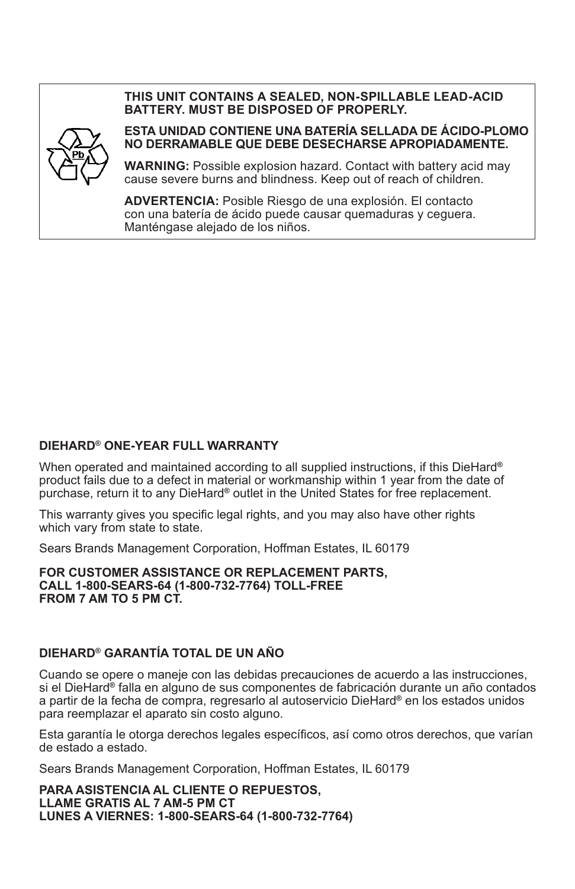**THIS UNIT CONTAINS A SEALED, NON-SPILLABLE LEAD-ACID BATTERY. MUST BE DISPOSED OF PROPERLY.**

**ESTA UNIDAD CONTIENE UNA BATERÍA SELLADA DE ÁCIDO-PLOMO NO DERRAMABLE QUE DEBE DESECHARSE APROPIADAMENTE.**

**WARNING:** Possible explosion hazard. Contact with battery acid may cause severe burns and blindness. Keep out of reach of children.

**ADVERTENCIA:** Posible Riesgo de una explosión. El contacto con una batería de ácido puede causar quemaduras y ceguera. Manténgase alejado de los niños.

**DIEHARD® ONE-YEAR FULL WARRANTY**

When operated and maintained according to all supplied instructions, if this DieHard® product fails due to a defect in material or workmanship within 1 year from the date of purchase, return it to any DieHard® outlet in the United States for free replacement.

This warranty gives you specific legal rights, and you may also have other rights which vary from state to state.

Sears Brands Management Corporation, Hoffman Estates, IL 60179

**FOR CUSTOMER ASSISTANCE OR REPLACEMENT PARTS, CALL 1-800-SEARS-64 (1-800-732-7764) TOLL-FREE FROM 7 AM TO 5 PM CT.**

**DIEHARD® GARANTÍA TOTAL DE UN AÑO**

Cuando se opere o maneje con las debidas precauciones de acuerdo a las instrucciones, si el DieHard® falla en alguno de sus componentes de fabricación durante un año contados a partir de la fecha de compra, regresarlo al autoservicio DieHard® en los estados unidos para reemplazar el aparato sin costo alguno.

Esta garantía le otorga derechos legales específicos, así como otros derechos, que varían de estado a estado.

Sears Brands Management Corporation, Hoffman Estates, IL 60179

**PARA ASISTENCIA AL CLIENTE O REPUESTOS, LLAME GRATIS AL 7 AM-5 PM CT LUNES A VIERNES: 1-800-SEARS-64 (1-800-732-7764)**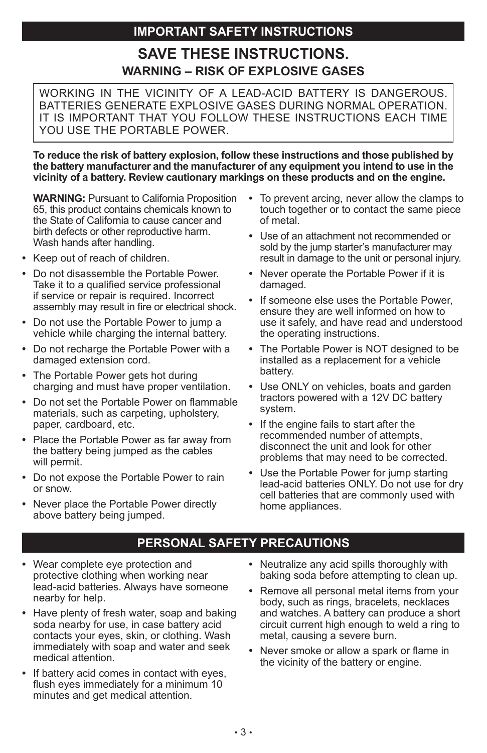## IMPORTANT SAFETY INSTRUCTIONS

# SAVE THESE INSTRUCTIONS.

### WARNING – RISK OF EXPLOSIVE GASES

WORKING IN THE VICINITY OF A LEAD-ACID BATTERY IS DANGEROUS. BATTERIES GENERATE EXPLOSIVE GASES DURING NORMAL OPERATION. IT IS IMPORTANT THAT YOU FOLLOW THESE INSTRUCTIONS EACH TIME YOU USE THE PORTABLE POWER.

**To reduce the risk of battery explosion, follow these instructions and those published by the battery manufacturer and the manufacturer of any equipment you intend to use in the vicinity of a battery. Review cautionary markings on these products and on the engine.**

**WARNING:** Pursuant to California Proposition 65, this product contains chemicals known to the State of California to cause cancer and birth defects or other reproductive harm. Wash hands after handling.

- Keep out of reach of children.
- Do not disassemble the Portable Power. Take it to a qualified service professional if service or repair is required. Incorrect assembly may result in fire or electrical shock.
- Do not use the Portable Power to jump a vehicle while charging the internal battery.
- Do not recharge the Portable Power with a damaged extension cord.
- The Portable Power gets hot during charging and must have proper ventilation.
- Do not set the Portable Power on flammable materials, such as carpeting, upholstery, paper, cardboard, etc.
- Place the Portable Power as far away from the battery being jumped as the cables will permit.
- Do not expose the Portable Power to rain or snow.
- Never place the Portable Power directly above battery being jumped.
- To prevent arcing, never allow the clamps to touch together or to contact the same piece of metal.
- Use of an attachment not recommended or sold by the jump starter's manufacturer may result in damage to the unit or personal injury.
- Never operate the Portable Power if it is damaged.
- If someone else uses the Portable Power, ensure they are well informed on how to use it safely, and have read and understood the operating instructions.
- The Portable Power is NOT designed to be installed as a replacement for a vehicle battery.
- Use ONLY on vehicles, boats and garden tractors powered with a 12V DC battery system.
- If the engine fails to start after the recommended number of attempts, disconnect the unit and look for other problems that may need to be corrected.
- Use the Portable Power for jump starting lead-acid batteries ONLY. Do not use for dry cell batteries that are commonly used with home appliances.

## PERSONAL SAFETY PRECAUTIONS

- Wear complete eye protection and protective clothing when working near lead-acid batteries. Always have someone nearby for help.
- Have plenty of fresh water, soap and baking soda nearby for use, in case battery acid contacts your eyes, skin, or clothing. Wash immediately with soap and water and seek medical attention.
- If battery acid comes in contact with eyes, flush eyes immediately for a minimum 10 minutes and get medical attention.
- Neutralize any acid spills thoroughly with baking soda before attempting to clean up.
- Remove all personal metal items from your body, such as rings, bracelets, necklaces and watches. A battery can produce a short circuit current high enough to weld a ring to metal, causing a severe burn.
- Never smoke or allow a spark or flame in the vicinity of the battery or engine.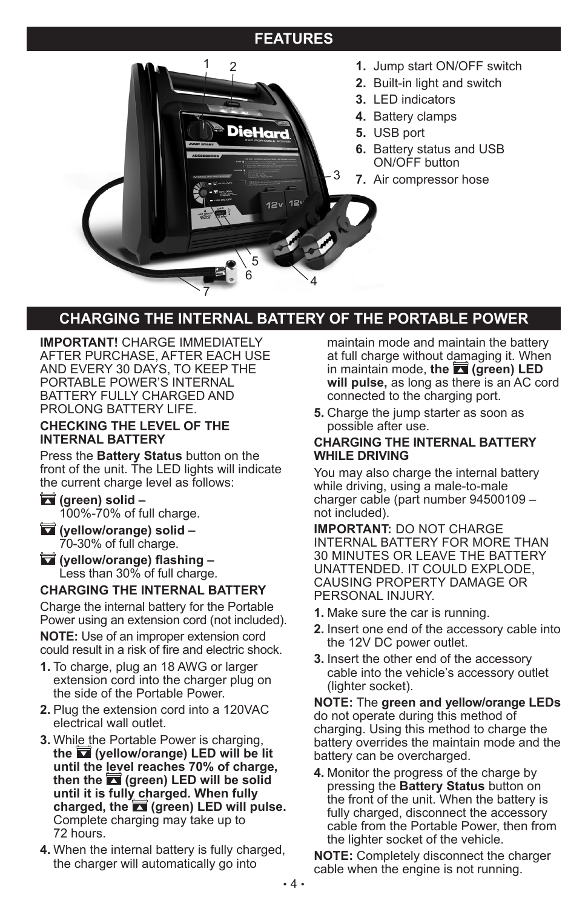## FEATURES

1. Jump start ON/OFF switch
2. Built-in light and switch
3. LED indicators
4. Battery clamps
5. USB port
6. Battery status and USB ON/OFF button
7. Air compressor hose

## CHARGING THE INTERNAL BATTERY OF THE PORTABLE POWER

**IMPORTANT!** CHARGE IMMEDIATELY AFTER PURCHASE, AFTER EACH USE AND EVERY 30 DAYS, TO KEEP THE PORTABLE POWER'S INTERNAL BATTERY FULLY CHARGED AND PROLONG BATTERY LIFE.

### CHECKING THE LEVEL OF THE INTERNAL BATTERY

Press the **Battery Status** button on the front of the unit. The LED lights will indicate the current charge level as follows:

- **(green) solid –** 100%-70% of full charge.
- **(yellow/orange) solid –** 70-30% of full charge.
- **(yellow/orange) flashing –** Less than 30% of full charge.

### CHARGING THE INTERNAL BATTERY

Charge the internal battery for the Portable Power using an extension cord (not included).

**NOTE:** Use of an improper extension cord could result in a risk of fire and electric shock.

1. To charge, plug an 18 AWG or larger extension cord into the charger plug on the side of the Portable Power.
2. Plug the extension cord into a 120VAC electrical wall outlet.
3. While the Portable Power is charging, **the (yellow/orange) LED will be lit until the level reaches 70% of charge, then the (green) LED will be solid until it is fully charged. When fully charged, the (green) LED will pulse.** Complete charging may take up to 72 hours.
4. When the internal battery is fully charged, the charger will automatically go into maintain mode and maintain the battery at full charge without damaging it. When in maintain mode, **the (green) LED will pulse,** as long as there is an AC cord connected to the charging port.
5. Charge the jump starter as soon as possible after use.

### CHARGING THE INTERNAL BATTERY WHILE DRIVING

You may also charge the internal battery while driving, using a male-to-male charger cable (part number 94500109 – not included).

**IMPORTANT:** DO NOT CHARGE INTERNAL BATTERY FOR MORE THAN 30 MINUTES OR LEAVE THE BATTERY UNATTENDED. IT COULD EXPLODE, CAUSING PROPERTY DAMAGE OR PERSONAL INJURY.

1. Make sure the car is running.
2. Insert one end of the accessory cable into the 12V DC power outlet.
3. Insert the other end of the accessory cable into the vehicle's accessory outlet (lighter socket).

**NOTE:** The **green and yellow/orange LEDs** do not operate during this method of charging. Using this method to charge the battery overrides the maintain mode and the battery can be overcharged.

4. Monitor the progress of the charge by pressing the **Battery Status** button on the front of the unit. When the battery is fully charged, disconnect the accessory cable from the Portable Power, then from the lighter socket of the vehicle.

**NOTE:** Completely disconnect the charger cable when the engine is not running.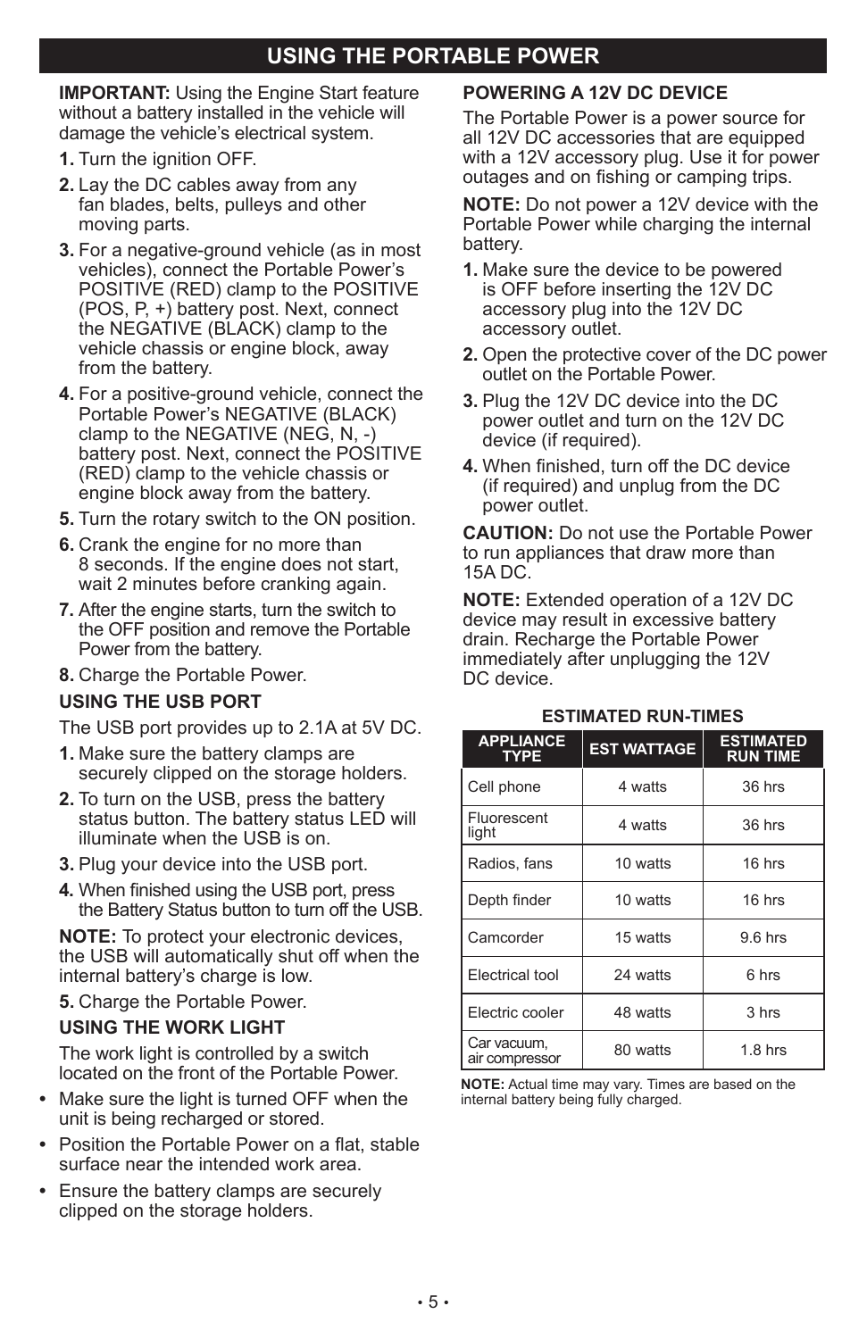## USING THE PORTABLE POWER

**IMPORTANT:** Using the Engine Start feature without a battery installed in the vehicle will damage the vehicle's electrical system.

**1.** Turn the ignition OFF.

**2.** Lay the DC cables away from any fan blades, belts, pulleys and other moving parts.

**3.** For a negative-ground vehicle (as in most vehicles), connect the Portable Power's POSITIVE (RED) clamp to the POSITIVE (POS, P, +) battery post. Next, connect the NEGATIVE (BLACK) clamp to the vehicle chassis or engine block, away from the battery.

**4.** For a positive-ground vehicle, connect the Portable Power's NEGATIVE (BLACK) clamp to the NEGATIVE (NEG, N, -) battery post. Next, connect the POSITIVE (RED) clamp to the vehicle chassis or engine block away from the battery.

**5.** Turn the rotary switch to the ON position.

**6.** Crank the engine for no more than 8 seconds. If the engine does not start, wait 2 minutes before cranking again.

**7.** After the engine starts, turn the switch to the OFF position and remove the Portable Power from the battery.

**8.** Charge the Portable Power.

### USING THE USB PORT

The USB port provides up to 2.1A at 5V DC.

**1.** Make sure the battery clamps are securely clipped on the storage holders.

**2.** To turn on the USB, press the battery status button. The battery status LED will illuminate when the USB is on.

**3.** Plug your device into the USB port.

**4.** When finished using the USB port, press the Battery Status button to turn off the USB.

**NOTE:** To protect your electronic devices, the USB will automatically shut off when the internal battery's charge is low.

**5.** Charge the Portable Power.

### USING THE WORK LIGHT

The work light is controlled by a switch located on the front of the Portable Power.

- Make sure the light is turned OFF when the unit is being recharged or stored.
- Position the Portable Power on a flat, stable surface near the intended work area.
- Ensure the battery clamps are securely clipped on the storage holders.

### POWERING A 12V DC DEVICE

The Portable Power is a power source for all 12V DC accessories that are equipped with a 12V accessory plug. Use it for power outages and on fishing or camping trips.

**NOTE:** Do not power a 12V device with the Portable Power while charging the internal battery.

**1.** Make sure the device to be powered is OFF before inserting the 12V DC accessory plug into the 12V DC accessory outlet.

**2.** Open the protective cover of the DC power outlet on the Portable Power.

**3.** Plug the 12V DC device into the DC power outlet and turn on the 12V DC device (if required).

**4.** When finished, turn off the DC device (if required) and unplug from the DC power outlet.

**CAUTION:** Do not use the Portable Power to run appliances that draw more than 15A DC.

**NOTE:** Extended operation of a 12V DC device may result in excessive battery drain. Recharge the Portable Power immediately after unplugging the 12V DC device.

**ESTIMATED RUN-TIMES**

| APPLIANCE TYPE | EST WATTAGE | ESTIMATED RUN TIME |
|---|---|---|
| Cell phone | 4 watts | 36 hrs |
| Fluorescent light | 4 watts | 36 hrs |
| Radios, fans | 10 watts | 16 hrs |
| Depth finder | 10 watts | 16 hrs |
| Camcorder | 15 watts | 9.6 hrs |
| Electrical tool | 24 watts | 6 hrs |
| Electric cooler | 48 watts | 3 hrs |
| Car vacuum, air compressor | 80 watts | 1.8 hrs |

**NOTE:** Actual time may vary. Times are based on the internal battery being fully charged.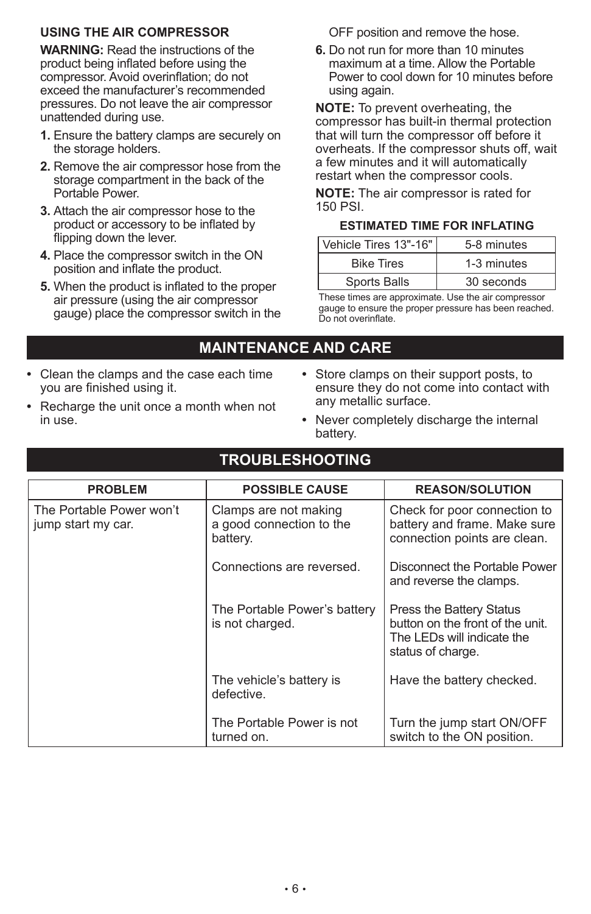### USING THE AIR COMPRESSOR

**WARNING:** Read the instructions of the product being inflated before using the compressor. Avoid overinflation; do not exceed the manufacturer's recommended pressures. Do not leave the air compressor unattended during use.

1. Ensure the battery clamps are securely on the storage holders.
2. Remove the air compressor hose from the storage compartment in the back of the Portable Power.
3. Attach the air compressor hose to the product or accessory to be inflated by flipping down the lever.
4. Place the compressor switch in the ON position and inflate the product.
5. When the product is inflated to the proper air pressure (using the air compressor gauge) place the compressor switch in the OFF position and remove the hose.
6. Do not run for more than 10 minutes maximum at a time. Allow the Portable Power to cool down for 10 minutes before using again.

**NOTE:** To prevent overheating, the compressor has built-in thermal protection that will turn the compressor off before it overheats. If the compressor shuts off, wait a few minutes and it will automatically restart when the compressor cools.

**NOTE:** The air compressor is rated for 150 PSI.

**ESTIMATED TIME FOR INFLATING**

| | |
|---|---|
| Vehicle Tires 13"-16" | 5-8 minutes |
| Bike Tires | 1-3 minutes |
| Sports Balls | 30 seconds |

These times are approximate. Use the air compressor gauge to ensure the proper pressure has been reached. Do not overinflate.

## MAINTENANCE AND CARE

- Clean the clamps and the case each time you are finished using it.
- Recharge the unit once a month when not in use.
- Store clamps on their support posts, to ensure they do not come into contact with any metallic surface.
- Never completely discharge the internal battery.

## TROUBLESHOOTING

| PROBLEM | POSSIBLE CAUSE | REASON/SOLUTION |
|---|---|---|
| The Portable Power won't jump start my car. | Clamps are not making a good connection to the battery. | Check for poor connection to battery and frame. Make sure connection points are clean. |
| | Connections are reversed. | Disconnect the Portable Power and reverse the clamps. |
| | The Portable Power's battery is not charged. | Press the Battery Status button on the front of the unit. The LEDs will indicate the status of charge. |
| | The vehicle's battery is defective. | Have the battery checked. |
| | The Portable Power is not turned on. | Turn the jump start ON/OFF switch to the ON position. |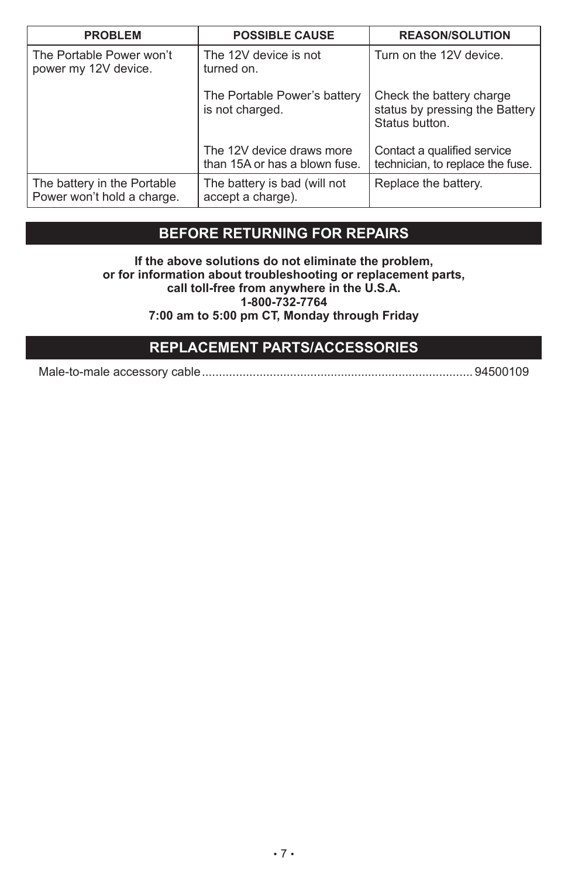| PROBLEM | POSSIBLE CAUSE | REASON/SOLUTION |
| --- | --- | --- |
| The Portable Power won't power my 12V device. | The 12V device is not turned on. | Turn on the 12V device. |
| | The Portable Power's battery is not charged. | Check the battery charge status by pressing the Battery Status button. |
| | The 12V device draws more than 15A or has a blown fuse. | Contact a qualified service technician, to replace the fuse. |
| The battery in the Portable Power won't hold a charge. | The battery is bad (will not accept a charge). | Replace the battery. |

## BEFORE RETURNING FOR REPAIRS

**If the above solutions do not eliminate the problem,**
**or for information about troubleshooting or replacement parts,**
**call toll-free from anywhere in the U.S.A.**
**1-800-732-7764**
**7:00 am to 5:00 pm CT, Monday through Friday**

## REPLACEMENT PARTS/ACCESSORIES

Male-to-male accessory cable ............................................................................... 94500109